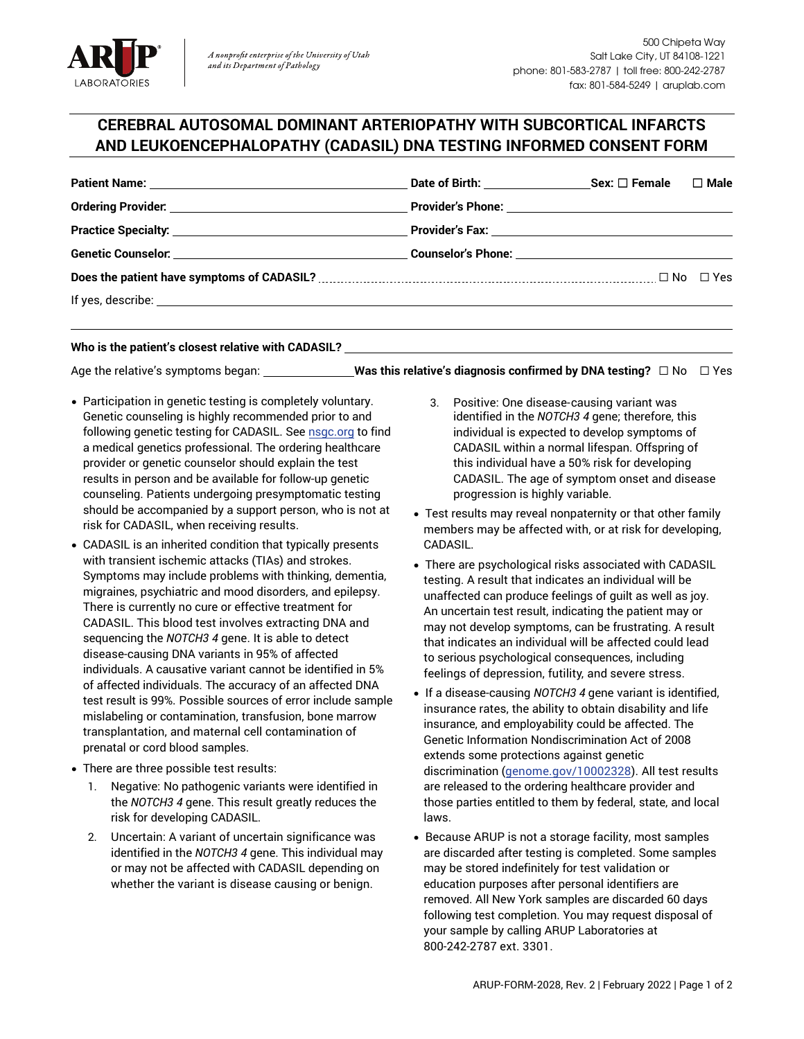ARUP LABORATORIES

*A nonprofit enterprise of the University of Utah and its Department of Pathology*

500 Chipeta Way
Salt Lake City, UT 84108-1221
phone: 801-583-2787 | toll free: 800-242-2787
fax: 801-584-5249 | aruplab.com

# CEREBRAL AUTOSOMAL DOMINANT ARTERIOPATHY WITH SUBCORTICAL INFARCTS AND LEUKOENCEPHALOPATHY (CADASIL) DNA TESTING INFORMED CONSENT FORM

**Patient Name:** ______________________ **Date of Birth:** ____________ **Sex:** ☐ Female ☐ Male

**Ordering Provider:** ______________________ **Provider's Phone:** ______________________

**Practice Specialty:** ______________________ **Provider's Fax:** ______________________

**Genetic Counselor:** ______________________ **Counselor's Phone:** ______________________

**Does the patient have symptoms of CADASIL?** ☐ No ☐ Yes

If yes, describe: ______________________________________________

**Who is the patient's closest relative with CADASIL?** ______________________________

Age the relative's symptoms began: ____________ **Was this relative's diagnosis confirmed by DNA testing?** ☐ No ☐ Yes

- Participation in genetic testing is completely voluntary. Genetic counseling is highly recommended prior to and following genetic testing for CADASIL. See nsgc.org to find a medical genetics professional. The ordering healthcare provider or genetic counselor should explain the test results in person and be available for follow-up genetic counseling. Patients undergoing presymptomatic testing should be accompanied by a support person, who is not at risk for CADASIL, when receiving results.
- CADASIL is an inherited condition that typically presents with transient ischemic attacks (TIAs) and strokes. Symptoms may include problems with thinking, dementia, migraines, psychiatric and mood disorders, and epilepsy. There is currently no cure or effective treatment for CADASIL. This blood test involves extracting DNA and sequencing the *NOTCH3 4* gene. It is able to detect disease-causing DNA variants in 95% of affected individuals. A causative variant cannot be identified in 5% of affected individuals. The accuracy of an affected DNA test result is 99%. Possible sources of error include sample mislabeling or contamination, transfusion, bone marrow transplantation, and maternal cell contamination of prenatal or cord blood samples.
- There are three possible test results:
  1. Negative: No pathogenic variants were identified in the *NOTCH3 4* gene. This result greatly reduces the risk for developing CADASIL.
  2. Uncertain: A variant of uncertain significance was identified in the *NOTCH3 4* gene. This individual may or may not be affected with CADASIL depending on whether the variant is disease causing or benign.
  3. Positive: One disease-causing variant was identified in the *NOTCH3 4* gene; therefore, this individual is expected to develop symptoms of CADASIL within a normal lifespan. Offspring of this individual have a 50% risk for developing CADASIL. The age of symptom onset and disease progression is highly variable.
- Test results may reveal nonpaternity or that other family members may be affected with, or at risk for developing, CADASIL.
- There are psychological risks associated with CADASIL testing. A result that indicates an individual will be unaffected can produce feelings of guilt as well as joy. An uncertain test result, indicating the patient may or may not develop symptoms, can be frustrating. A result that indicates an individual will be affected could lead to serious psychological consequences, including feelings of depression, futility, and severe stress.
- If a disease-causing *NOTCH3 4* gene variant is identified, insurance rates, the ability to obtain disability and life insurance, and employability could be affected. The Genetic Information Nondiscrimination Act of 2008 extends some protections against genetic discrimination (genome.gov/10002328). All test results are released to the ordering healthcare provider and those parties entitled to them by federal, state, and local laws.
- Because ARUP is not a storage facility, most samples are discarded after testing is completed. Some samples may be stored indefinitely for test validation or education purposes after personal identifiers are removed. All New York samples are discarded 60 days following test completion. You may request disposal of your sample by calling ARUP Laboratories at 800-242-2787 ext. 3301.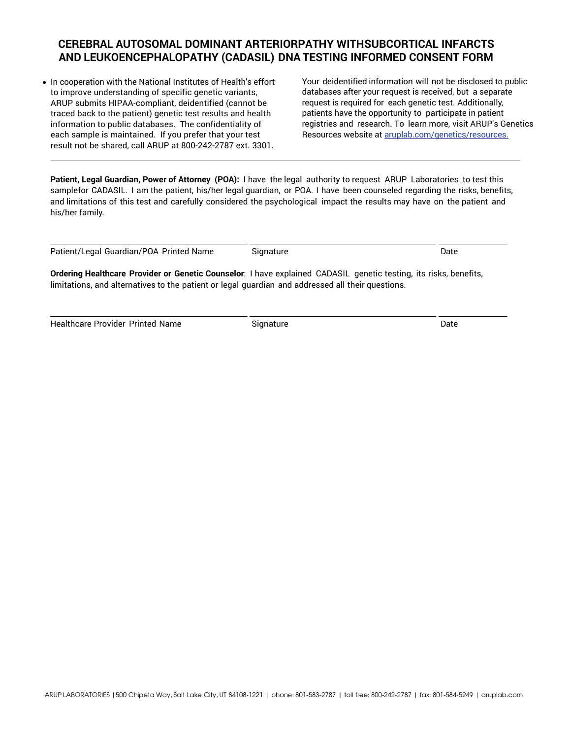# CEREBRAL AUTOSOMAL DOMINANT ARTERIORPATHY WITHSUBCORTICAL INFARCTS AND LEUKOENCEPHALOPATHY (CADASIL) DNA TESTING INFORMED CONSENT FORM

- In cooperation with the National Institutes of Health's effort to improve understanding of specific genetic variants, ARUP submits HIPAA-compliant, deidentified (cannot be traced back to the patient) genetic test results and health information to public databases. The confidentiality of each sample is maintained. If you prefer that your test result not be shared, call ARUP at 800-242-2787 ext. 3301. Your deidentified information will not be disclosed to public databases after your request is received, but a separate request is required for each genetic test. Additionally, patients have the opportunity to participate in patient registries and research. To learn more, visit ARUP's Genetics Resources website at aruplab.com/genetics/resources.

---

**Patient, Legal Guardian, Power of Attorney (POA):** I have the legal authority to request ARUP Laboratories to test this samplefor CADASIL. I am the patient, his/her legal guardian, or POA. I have been counseled regarding the risks, benefits, and limitations of this test and carefully considered the psychological impact the results may have on the patient and his/her family.

| Patient/Legal Guardian/POA Printed Name | Signature | Date |
|---|---|---|
| | | |

**Ordering Healthcare Provider or Genetic Counselor**: I have explained CADASIL genetic testing, its risks, benefits, limitations, and alternatives to the patient or legal guardian and addressed all their questions.

| Healthcare Provider Printed Name | Signature | Date |
|---|---|---|
| | | |

ARUP LABORATORIES | 500 Chipeta Way, Salt Lake City, UT 84108-1221 | phone: 801-583-2787 | toll free: 800-242-2787 | fax: 801-584-5249 | aruplab.com